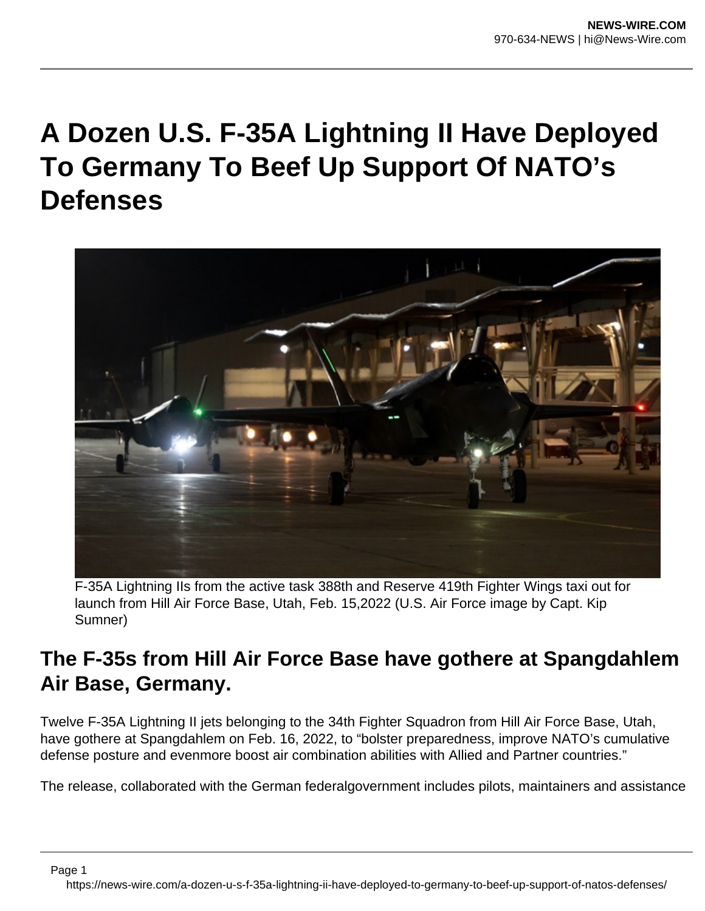# A Dozen U.S. F-35A Lightning II Have Deployed To Germany To Beef Up Support Of NATO's Defenses

F-35A Lightning IIs from the active task 388th and Reserve 419th Fighter Wings taxi out for launch from Hill Air Force Base, Utah, Feb. 15,2022 (U.S. Air Force image by Capt. Kip Sumner)

## The F-35s from Hill Air Force Base have gothere at Spangdahlem Air Base, Germany.

Twelve F-35A Lightning II jets belonging to the 34th Fighter Squadron from Hill Air Force Base, Utah, have gothere at Spangdahlem on Feb. 16, 2022, to "bolster preparedness, improve NATO's cumulative defense posture and evenmore boost air combination abilities with Allied and Partner countries."

The release, collaborated with the German federalgovernment includes pilots, maintainers and assistance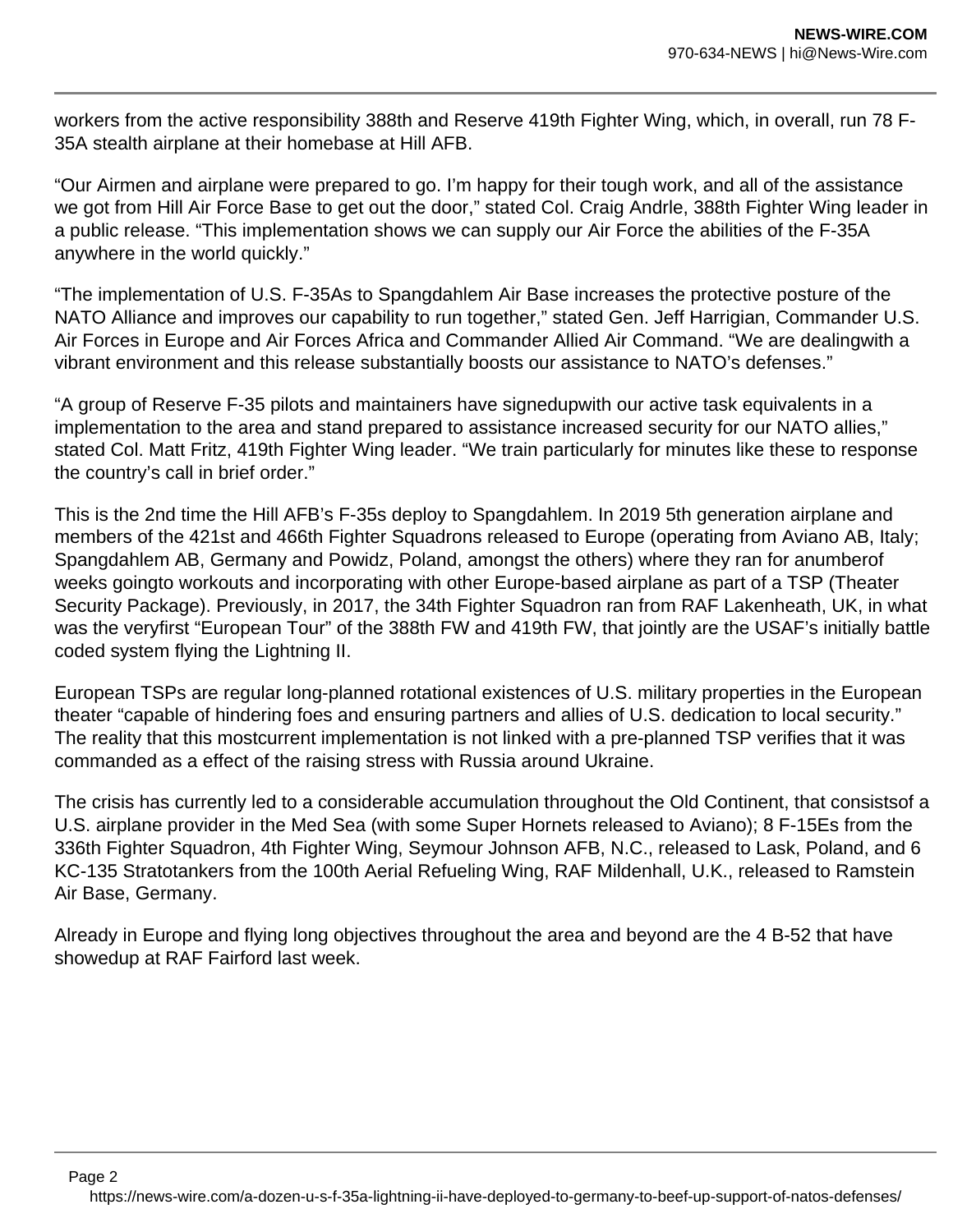workers from the active responsibility 388th and Reserve 419th Fighter Wing, which, in overall, run 78 F-35A stealth airplane at their homebase at Hill AFB.

“Our Airmen and airplane were prepared to go. I’m happy for their tough work, and all of the assistance we got from Hill Air Force Base to get out the door,” stated Col. Craig Andrle, 388th Fighter Wing leader in a public release. “This implementation shows we can supply our Air Force the abilities of the F-35A anywhere in the world quickly.”

“The implementation of U.S. F-35As to Spangdahlem Air Base increases the protective posture of the NATO Alliance and improves our capability to run together,” stated Gen. Jeff Harrigian, Commander U.S. Air Forces in Europe and Air Forces Africa and Commander Allied Air Command. “We are dealingwith a vibrant environment and this release substantially boosts our assistance to NATO’s defenses.”

“A group of Reserve F-35 pilots and maintainers have signedupwith our active task equivalents in a implementation to the area and stand prepared to assistance increased security for our NATO allies,” stated Col. Matt Fritz, 419th Fighter Wing leader. “We train particularly for minutes like these to response the country’s call in brief order.”

This is the 2nd time the Hill AFB’s F-35s deploy to Spangdahlem. In 2019 5th generation airplane and members of the 421st and 466th Fighter Squadrons released to Europe (operating from Aviano AB, Italy; Spangdahlem AB, Germany and Powidz, Poland, amongst the others) where they ran for anumberof weeks goingto workouts and incorporating with other Europe-based airplane as part of a TSP (Theater Security Package). Previously, in 2017, the 34th Fighter Squadron ran from RAF Lakenheath, UK, in what was the veryfirst “European Tour” of the 388th FW and 419th FW, that jointly are the USAF’s initially battle coded system flying the Lightning II.

European TSPs are regular long-planned rotational existences of U.S. military properties in the European theater “capable of hindering foes and ensuring partners and allies of U.S. dedication to local security.” The reality that this mostcurrent implementation is not linked with a pre-planned TSP verifies that it was commanded as a effect of the raising stress with Russia around Ukraine.

The crisis has currently led to a considerable accumulation throughout the Old Continent, that consistsof a U.S. airplane provider in the Med Sea (with some Super Hornets released to Aviano); 8 F-15Es from the 336th Fighter Squadron, 4th Fighter Wing, Seymour Johnson AFB, N.C., released to Lask, Poland, and 6 KC-135 Stratotankers from the 100th Aerial Refueling Wing, RAF Mildenhall, U.K., released to Ramstein Air Base, Germany.

Already in Europe and flying long objectives throughout the area and beyond are the 4 B-52 that have showedup at RAF Fairford last week.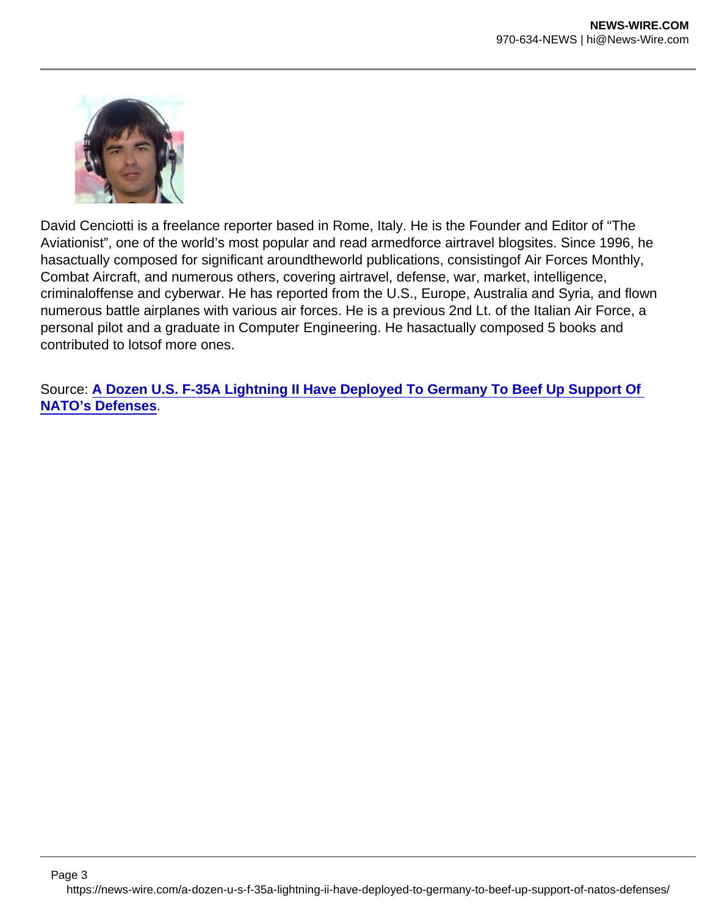David Cenciotti is a freelance reporter based in Rome, Italy. He is the Founder and Editor of "The Aviationist", one of the world's most popular and read armedforce airtravel blogsites. Since 1996, he hasactually composed for significant aroundtheworld publications, consistingof Air Forces Monthly, Combat Aircraft, and numerous others, covering airtravel, defense, war, market, intelligence, criminaloffense and cyberwar. He has reported from the U.S., Europe, Australia and Syria, and flown numerous battle airplanes with various air forces. He is a previous 2nd Lt. of the Italian Air Force, a personal pilot and a graduate in Computer Engineering. He hasactually composed 5 books and contributed to lotsof more ones.

Source: [A Dozen U.S. F-35A Lightning II Have Deployed To Germany To Beef Up Support Of NATO's Defenses](https://news-wire.com/a-dozen-u-s-f-35a-lightning-ii-have-deployed-to-germany-to-beef-up-support-of-natos-defenses/).